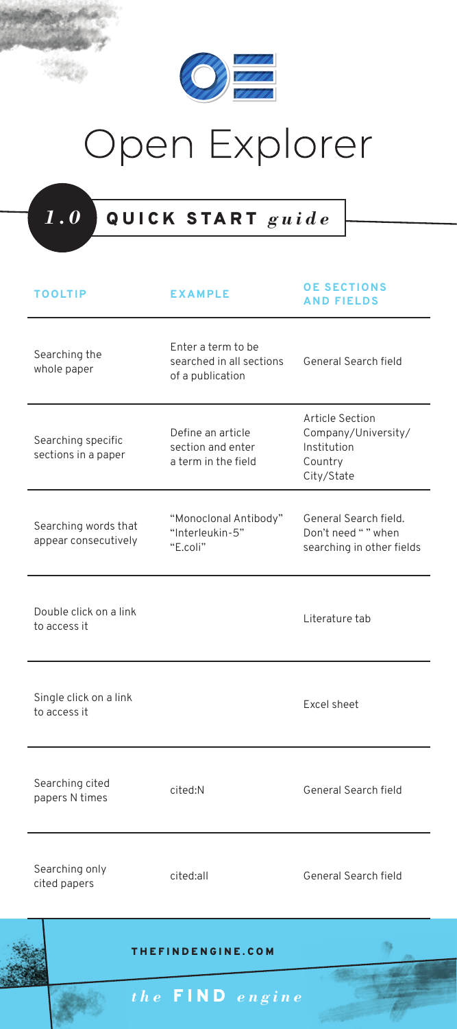# Open Explorer

## 1.0 QUICK START *guide*

| TOOLTIP | EXAMPLE | OE SECTIONS AND FIELDS |
| --- | --- | --- |
| Searching the whole paper | Enter a term to be searched in all sections of a publication | General Search field |
| Searching specific sections in a paper | Define an article section and enter a term in the field | Article Section<br>Company/University/<br>Institution<br>Country<br>City/State |
| Searching words that appear consecutively | "Monoclonal Antibody"<br>"Interleukin-5"<br>"E.coli" | General Search field. Don't need " " when searching in other fields |
| Double click on a link to access it | | Literature tab |
| Single click on a link to access it | | Excel sheet |
| Searching cited papers N times | cited:N | General Search field |
| Searching only cited papers | cited:all | General Search field |

THEFINDENGINE.COM

*the* **FIND** *engine*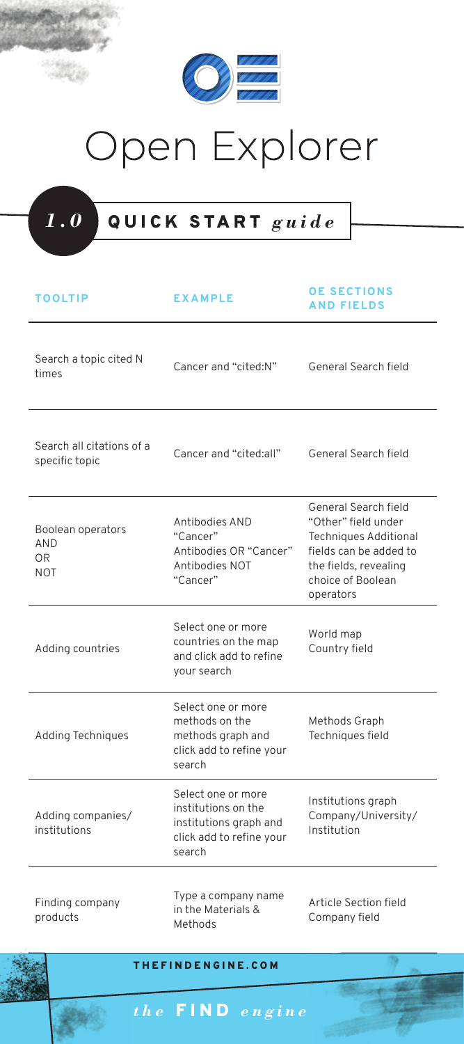# Open Explorer

## *1.0* QUICK START *guide*

| TOOLTIP | EXAMPLE | OE SECTIONS AND FIELDS |
|---|---|---|
| Search a topic cited N times | Cancer and "cited:N" | General Search field |
| Search all citations of a specific topic | Cancer and "cited:all" | General Search field |
| Boolean operators<br>AND<br>OR<br>NOT | Antibodies AND "Cancer"<br>Antibodies OR "Cancer"<br>Antibodies NOT "Cancer" | General Search field<br>"Other" field under Techniques Additional fields can be added to the fields, revealing choice of Boolean operators |
| Adding countries | Select one or more countries on the map and click add to refine your search | World map<br>Country field |
| Adding Techniques | Select one or more methods on the methods graph and click add to refine your search | Methods Graph<br>Techniques field |
| Adding companies/ institutions | Select one or more institutions on the institutions graph and click add to refine your search | Institutions graph<br>Company/University/ Institution |
| Finding company products | Type a company name in the Materials & Methods | Article Section field<br>Company field |

THEFINDENGINE.COM

*the* **FIND** *engine*